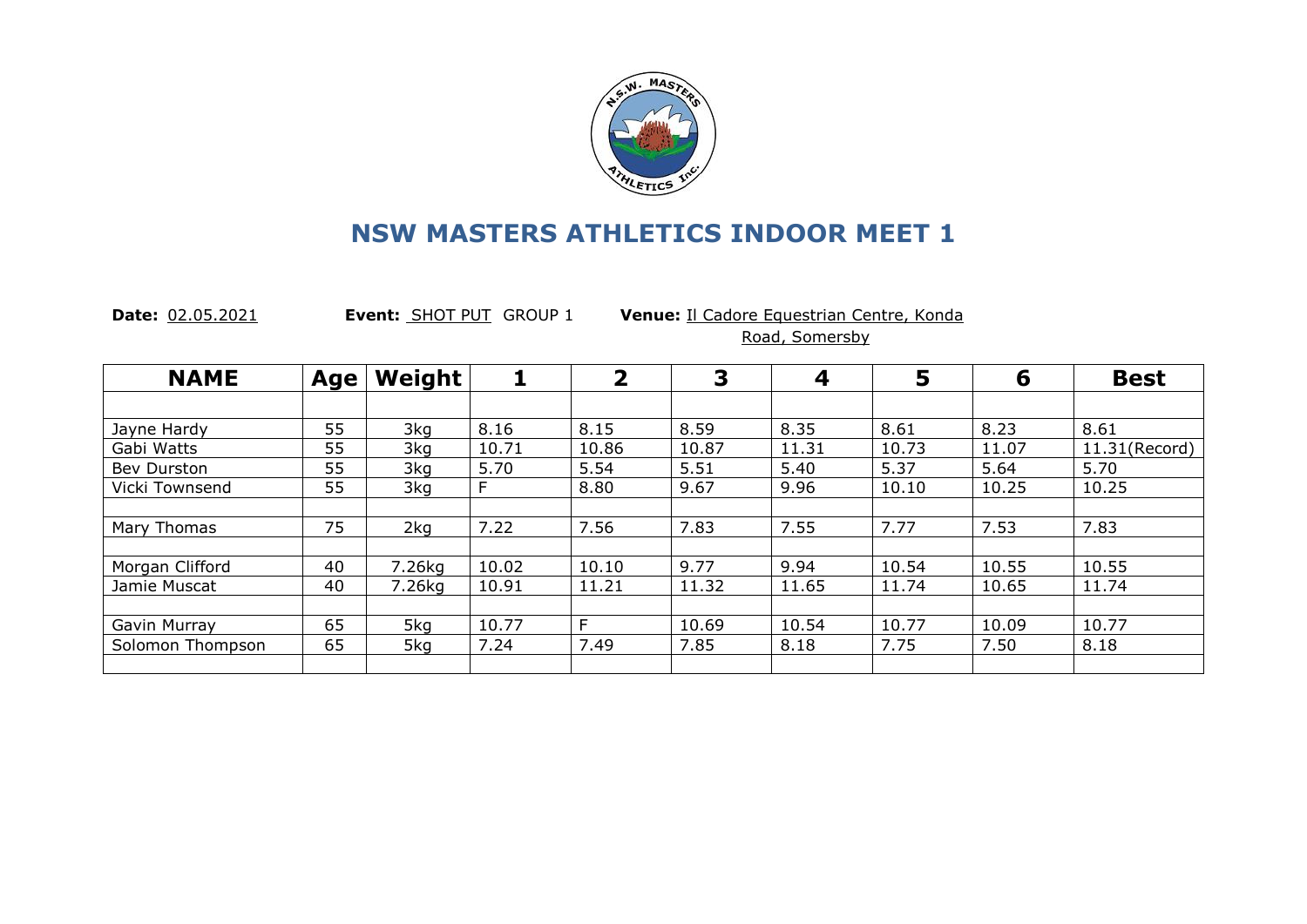# NSW MASTERS ATHLETICS INDOOR MEET 1

**Date:** 02.05.2021 **Event:** SHOT PUT GROUP 1 **Venue:** Il Cadore Equestrian Centre, Konda Road, Somersby

| NAME | Age | Weight | 1 | 2 | 3 | 4 | 5 | 6 | Best |
|---|---|---|---|---|---|---|---|---|---|
| | | | | | | | | | |
| Jayne Hardy | 55 | 3kg | 8.16 | 8.15 | 8.59 | 8.35 | 8.61 | 8.23 | 8.61 |
| Gabi Watts | 55 | 3kg | 10.71 | 10.86 | 10.87 | 11.31 | 10.73 | 11.07 | 11.31(Record) |
| Bev Durston | 55 | 3kg | 5.70 | 5.54 | 5.51 | 5.40 | 5.37 | 5.64 | 5.70 |
| Vicki Townsend | 55 | 3kg | F | 8.80 | 9.67 | 9.96 | 10.10 | 10.25 | 10.25 |
| | | | | | | | | | |
| Mary Thomas | 75 | 2kg | 7.22 | 7.56 | 7.83 | 7.55 | 7.77 | 7.53 | 7.83 |
| | | | | | | | | | |
| Morgan Clifford | 40 | 7.26kg | 10.02 | 10.10 | 9.77 | 9.94 | 10.54 | 10.55 | 10.55 |
| Jamie Muscat | 40 | 7.26kg | 10.91 | 11.21 | 11.32 | 11.65 | 11.74 | 10.65 | 11.74 |
| | | | | | | | | | |
| Gavin Murray | 65 | 5kg | 10.77 | F | 10.69 | 10.54 | 10.77 | 10.09 | 10.77 |
| Solomon Thompson | 65 | 5kg | 7.24 | 7.49 | 7.85 | 8.18 | 7.75 | 7.50 | 8.18 |
| | | | | | | | | | |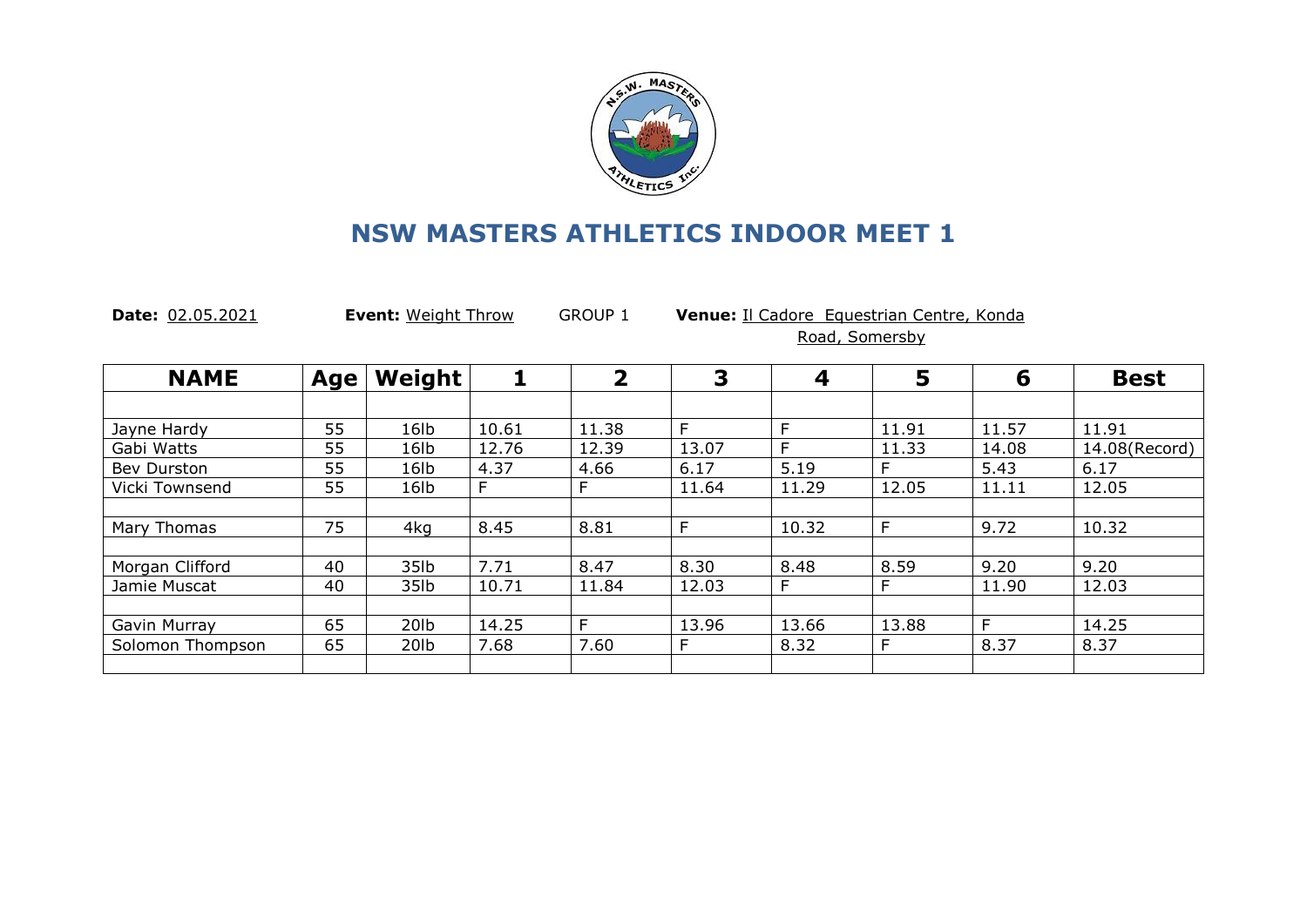# NSW MASTERS ATHLETICS INDOOR MEET 1

**Date:** 02.05.2021 **Event:** Weight Throw GROUP 1 **Venue:** Il Cadore Equestrian Centre, Konda Road, Somersby

| NAME | Age | Weight | 1 | 2 | 3 | 4 | 5 | 6 | Best |
|---|---|---|---|---|---|---|---|---|---|
| | | | | | | | | | |
| Jayne Hardy | 55 | 16lb | 10.61 | 11.38 | F | F | 11.91 | 11.57 | 11.91 |
| Gabi Watts | 55 | 16lb | 12.76 | 12.39 | 13.07 | F | 11.33 | 14.08 | 14.08(Record) |
| Bev Durston | 55 | 16lb | 4.37 | 4.66 | 6.17 | 5.19 | F | 5.43 | 6.17 |
| Vicki Townsend | 55 | 16lb | F | F | 11.64 | 11.29 | 12.05 | 11.11 | 12.05 |
| | | | | | | | | | |
| Mary Thomas | 75 | 4kg | 8.45 | 8.81 | F | 10.32 | F | 9.72 | 10.32 |
| | | | | | | | | | |
| Morgan Clifford | 40 | 35lb | 7.71 | 8.47 | 8.30 | 8.48 | 8.59 | 9.20 | 9.20 |
| Jamie Muscat | 40 | 35lb | 10.71 | 11.84 | 12.03 | F | F | 11.90 | 12.03 |
| | | | | | | | | | |
| Gavin Murray | 65 | 20lb | 14.25 | F | 13.96 | 13.66 | 13.88 | F | 14.25 |
| Solomon Thompson | 65 | 20lb | 7.68 | 7.60 | F | 8.32 | F | 8.37 | 8.37 |
| | | | | | | | | | |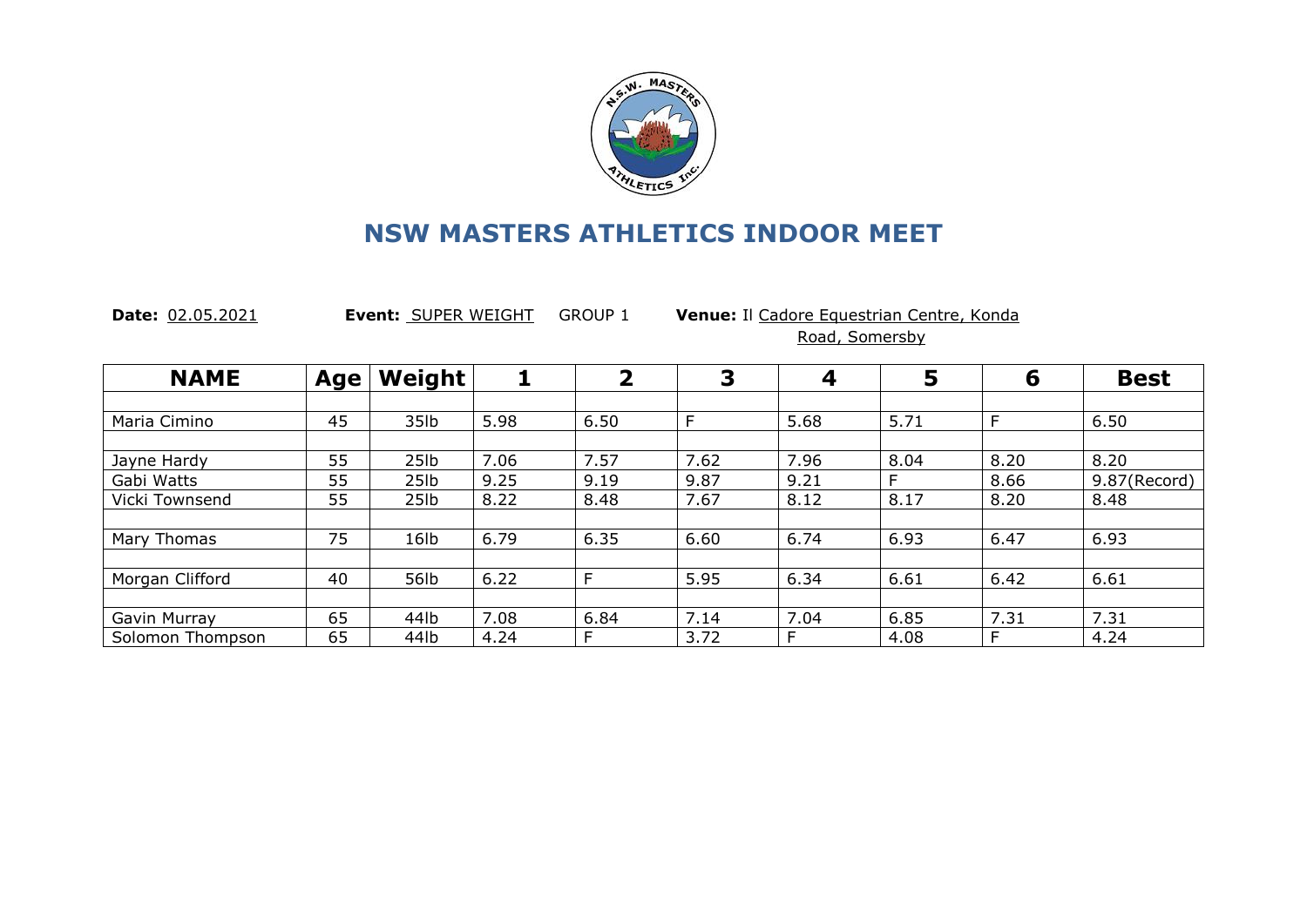# NSW MASTERS ATHLETICS INDOOR MEET

**Date:** 02.05.2021 **Event:** SUPER WEIGHT GROUP 1 **Venue:** Il Cadore Equestrian Centre, Konda Road, Somersby

| NAME | Age | Weight | 1 | 2 | 3 | 4 | 5 | 6 | Best |
|---|---|---|---|---|---|---|---|---|---|
| | | | | | | | | | |
| Maria Cimino | 45 | 35lb | 5.98 | 6.50 | F | 5.68 | 5.71 | F | 6.50 |
| | | | | | | | | | |
| Jayne Hardy | 55 | 25lb | 7.06 | 7.57 | 7.62 | 7.96 | 8.04 | 8.20 | 8.20 |
| Gabi Watts | 55 | 25lb | 9.25 | 9.19 | 9.87 | 9.21 | F | 8.66 | 9.87(Record) |
| Vicki Townsend | 55 | 25lb | 8.22 | 8.48 | 7.67 | 8.12 | 8.17 | 8.20 | 8.48 |
| | | | | | | | | | |
| Mary Thomas | 75 | 16lb | 6.79 | 6.35 | 6.60 | 6.74 | 6.93 | 6.47 | 6.93 |
| | | | | | | | | | |
| Morgan Clifford | 40 | 56lb | 6.22 | F | 5.95 | 6.34 | 6.61 | 6.42 | 6.61 |
| | | | | | | | | | |
| Gavin Murray | 65 | 44lb | 7.08 | 6.84 | 7.14 | 7.04 | 6.85 | 7.31 | 7.31 |
| Solomon Thompson | 65 | 44lb | 4.24 | F | 3.72 | F | 4.08 | F | 4.24 |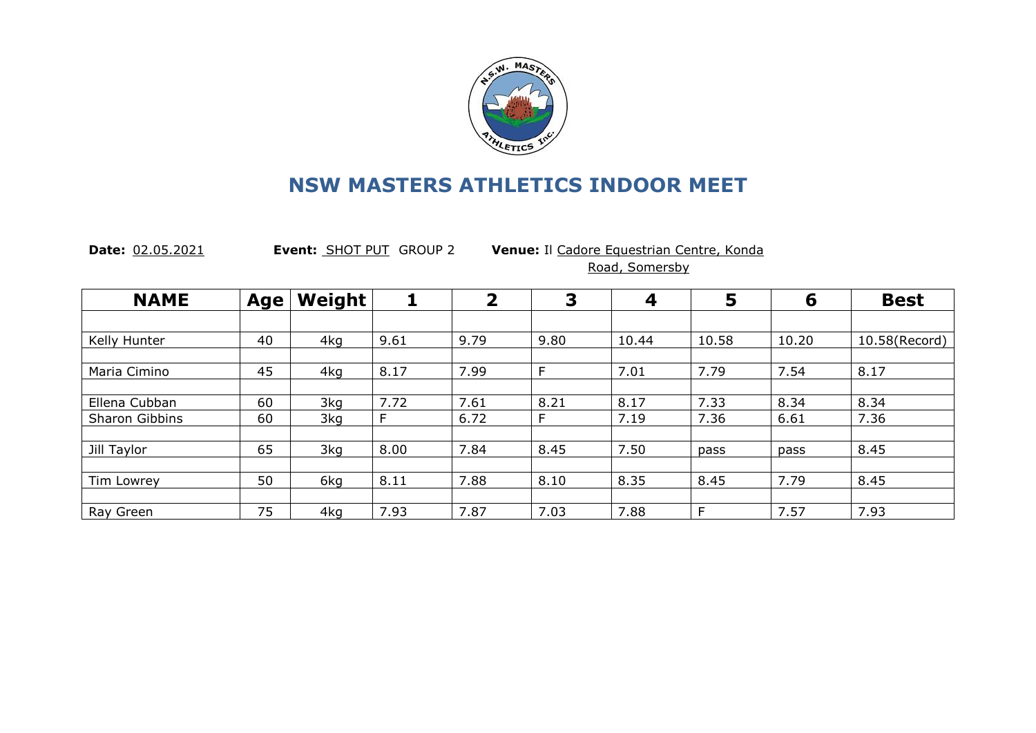# NSW MASTERS ATHLETICS INDOOR MEET

**Date:** 02.05.2021 **Event:** SHOT PUT GROUP 2 **Venue:** Il Cadore Equestrian Centre, Konda Road, Somersby

| NAME | Age | Weight | 1 | 2 | 3 | 4 | 5 | 6 | Best |
|---|---|---|---|---|---|---|---|---|---|
| | | | | | | | | | |
| Kelly Hunter | 40 | 4kg | 9.61 | 9.79 | 9.80 | 10.44 | 10.58 | 10.20 | 10.58(Record) |
| | | | | | | | | | |
| Maria Cimino | 45 | 4kg | 8.17 | 7.99 | F | 7.01 | 7.79 | 7.54 | 8.17 |
| | | | | | | | | | |
| Ellena Cubban | 60 | 3kg | 7.72 | 7.61 | 8.21 | 8.17 | 7.33 | 8.34 | 8.34 |
| Sharon Gibbins | 60 | 3kg | F | 6.72 | F | 7.19 | 7.36 | 6.61 | 7.36 |
| | | | | | | | | | |
| Jill Taylor | 65 | 3kg | 8.00 | 7.84 | 8.45 | 7.50 | pass | pass | 8.45 |
| | | | | | | | | | |
| Tim Lowrey | 50 | 6kg | 8.11 | 7.88 | 8.10 | 8.35 | 8.45 | 7.79 | 8.45 |
| | | | | | | | | | |
| Ray Green | 75 | 4kg | 7.93 | 7.87 | 7.03 | 7.88 | F | 7.57 | 7.93 |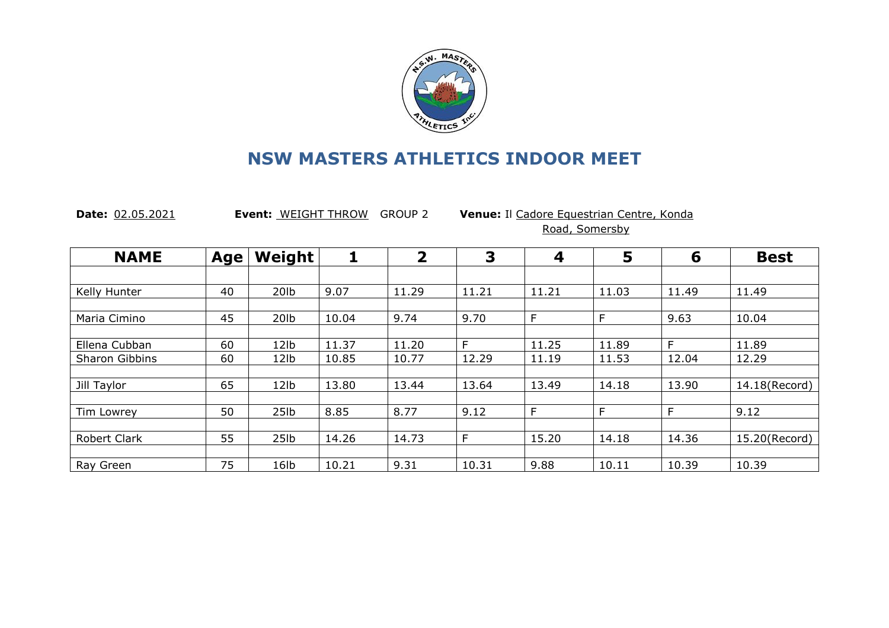# NSW MASTERS ATHLETICS INDOOR MEET

**Date:** 02.05.2021 **Event:** WEIGHT THROW GROUP 2 **Venue:** Il Cadore Equestrian Centre, Konda Road, Somersby

| NAME | Age | Weight | 1 | 2 | 3 | 4 | 5 | 6 | Best |
|---|---|---|---|---|---|---|---|---|---|
| | | | | | | | | | |
| Kelly Hunter | 40 | 20lb | 9.07 | 11.29 | 11.21 | 11.21 | 11.03 | 11.49 | 11.49 |
| | | | | | | | | | |
| Maria Cimino | 45 | 20lb | 10.04 | 9.74 | 9.70 | F | F | 9.63 | 10.04 |
| | | | | | | | | | |
| Ellena Cubban | 60 | 12lb | 11.37 | 11.20 | F | 11.25 | 11.89 | F | 11.89 |
| Sharon Gibbins | 60 | 12lb | 10.85 | 10.77 | 12.29 | 11.19 | 11.53 | 12.04 | 12.29 |
| | | | | | | | | | |
| Jill Taylor | 65 | 12lb | 13.80 | 13.44 | 13.64 | 13.49 | 14.18 | 13.90 | 14.18(Record) |
| | | | | | | | | | |
| Tim Lowrey | 50 | 25lb | 8.85 | 8.77 | 9.12 | F | F | F | 9.12 |
| | | | | | | | | | |
| Robert Clark | 55 | 25lb | 14.26 | 14.73 | F | 15.20 | 14.18 | 14.36 | 15.20(Record) |
| | | | | | | | | | |
| Ray Green | 75 | 16lb | 10.21 | 9.31 | 10.31 | 9.88 | 10.11 | 10.39 | 10.39 |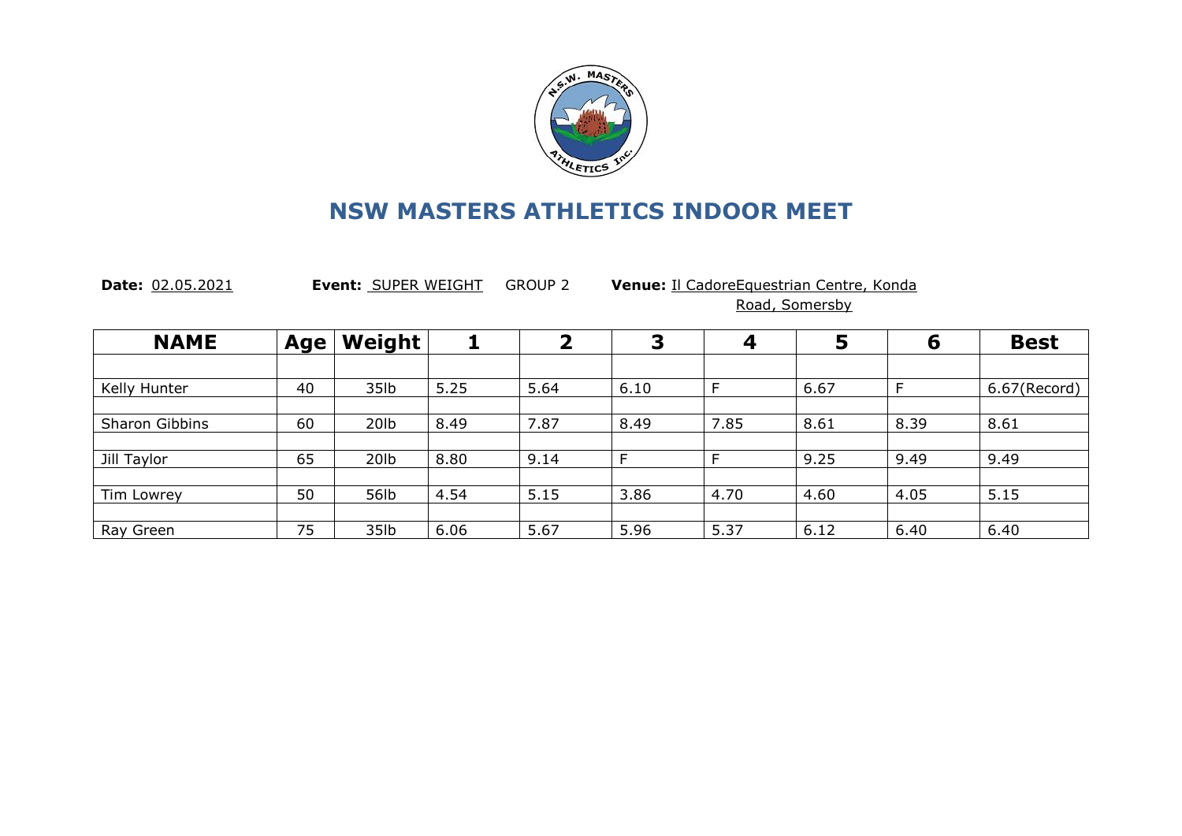# NSW MASTERS ATHLETICS INDOOR MEET

**Date:** 02.05.2021 **Event:** SUPER WEIGHT GROUP 2 **Venue:** Il CadoreEquestrian Centre, Konda Road, Somersby

| NAME | Age | Weight | 1 | 2 | 3 | 4 | 5 | 6 | Best |
|---|---|---|---|---|---|---|---|---|---|
| | | | | | | | | | |
| Kelly Hunter | 40 | 35lb | 5.25 | 5.64 | 6.10 | F | 6.67 | F | 6.67(Record) |
| | | | | | | | | | |
| Sharon Gibbins | 60 | 20lb | 8.49 | 7.87 | 8.49 | 7.85 | 8.61 | 8.39 | 8.61 |
| | | | | | | | | | |
| Jill Taylor | 65 | 20lb | 8.80 | 9.14 | F | F | 9.25 | 9.49 | 9.49 |
| | | | | | | | | | |
| Tim Lowrey | 50 | 56lb | 4.54 | 5.15 | 3.86 | 4.70 | 4.60 | 4.05 | 5.15 |
| | | | | | | | | | |
| Ray Green | 75 | 35lb | 6.06 | 5.67 | 5.96 | 5.37 | 6.12 | 6.40 | 6.40 |